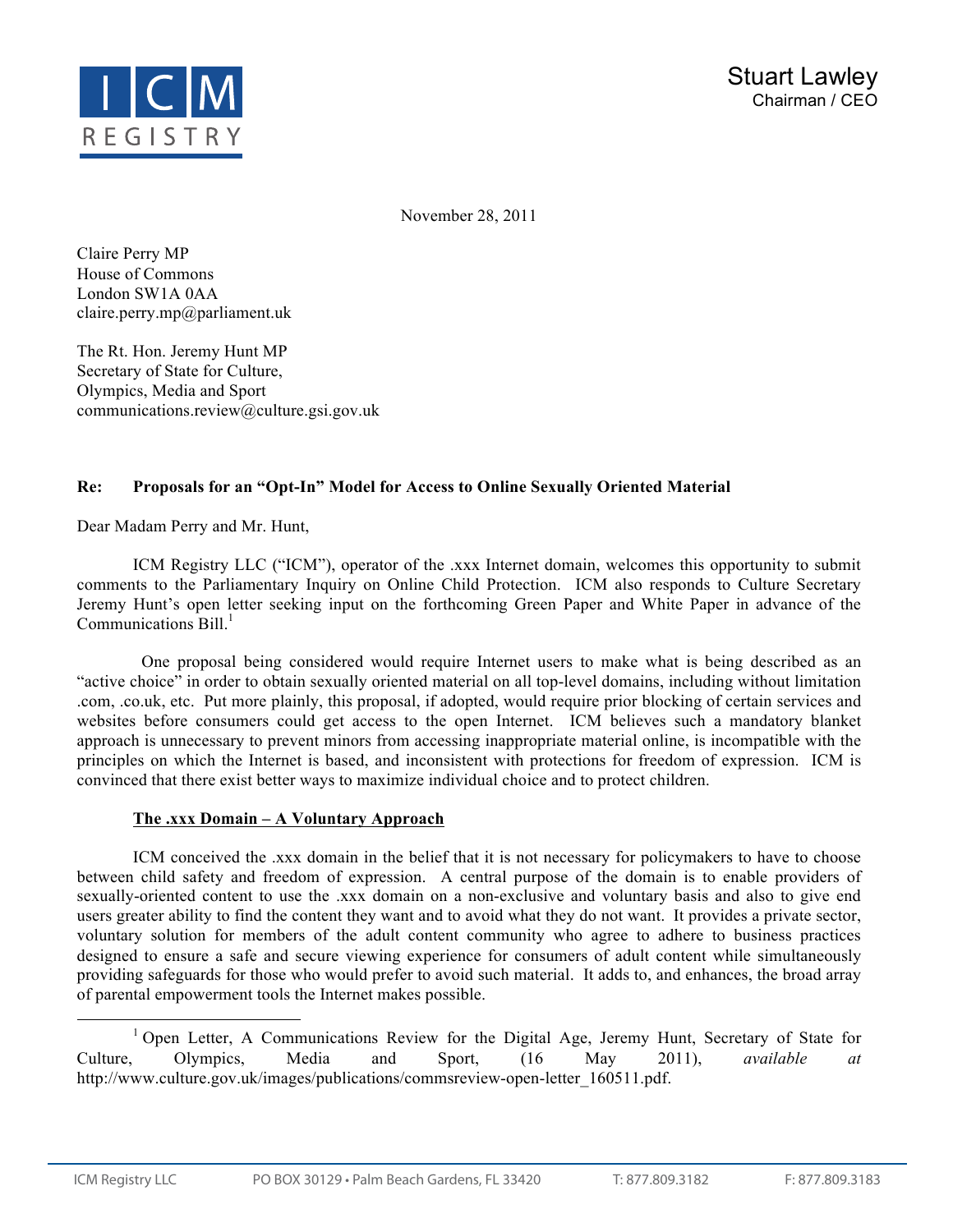**ICM REGISTRY**

Stuart Lawley
Chairman / CEO

November 28, 2011

Claire Perry MP
House of Commons
London SW1A 0AA
claire.perry.mp@parliament.uk

The Rt. Hon. Jeremy Hunt MP
Secretary of State for Culture,
Olympics, Media and Sport
communications.review@culture.gsi.gov.uk

**Re: Proposals for an "Opt-In" Model for Access to Online Sexually Oriented Material**

Dear Madam Perry and Mr. Hunt,

ICM Registry LLC ("ICM"), operator of the .xxx Internet domain, welcomes this opportunity to submit comments to the Parliamentary Inquiry on Online Child Protection. ICM also responds to Culture Secretary Jeremy Hunt's open letter seeking input on the forthcoming Green Paper and White Paper in advance of the Communications Bill.[1]

One proposal being considered would require Internet users to make what is being described as an "active choice" in order to obtain sexually oriented material on all top-level domains, including without limitation .com, .co.uk, etc. Put more plainly, this proposal, if adopted, would require prior blocking of certain services and websites before consumers could get access to the open Internet. ICM believes such a mandatory blanket approach is unnecessary to prevent minors from accessing inappropriate material online, is incompatible with the principles on which the Internet is based, and inconsistent with protections for freedom of expression. ICM is convinced that there exist better ways to maximize individual choice and to protect children.

**The .xxx Domain – A Voluntary Approach**

ICM conceived the .xxx domain in the belief that it is not necessary for policymakers to have to choose between child safety and freedom of expression. A central purpose of the domain is to enable providers of sexually-oriented content to use the .xxx domain on a non-exclusive and voluntary basis and also to give end users greater ability to find the content they want and to avoid what they do not want. It provides a private sector, voluntary solution for members of the adult content community who agree to adhere to business practices designed to ensure a safe and secure viewing experience for consumers of adult content while simultaneously providing safeguards for those who would prefer to avoid such material. It adds to, and enhances, the broad array of parental empowerment tools the Internet makes possible.

[1] Open Letter, A Communications Review for the Digital Age, Jeremy Hunt, Secretary of State for Culture, Olympics, Media and Sport, (16 May 2011), *available at* http://www.culture.gov.uk/images/publications/commsreview-open-letter_160511.pdf.

ICM Registry LLC PO BOX 30129 • Palm Beach Gardens, FL 33420 T: 877.809.3182 F: 877.809.3183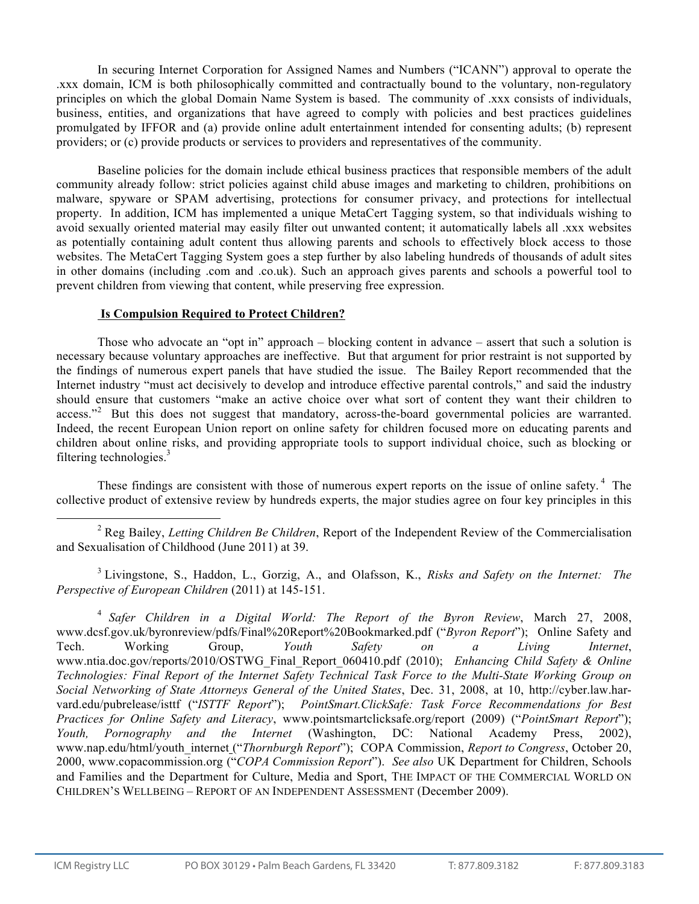In securing Internet Corporation for Assigned Names and Numbers ("ICANN") approval to operate the .xxx domain, ICM is both philosophically committed and contractually bound to the voluntary, non-regulatory principles on which the global Domain Name System is based. The community of .xxx consists of individuals, business, entities, and organizations that have agreed to comply with policies and best practices guidelines promulgated by IFFOR and (a) provide online adult entertainment intended for consenting adults; (b) represent providers; or (c) provide products or services to providers and representatives of the community.

Baseline policies for the domain include ethical business practices that responsible members of the adult community already follow: strict policies against child abuse images and marketing to children, prohibitions on malware, spyware or SPAM advertising, protections for consumer privacy, and protections for intellectual property. In addition, ICM has implemented a unique MetaCert Tagging system, so that individuals wishing to avoid sexually oriented material may easily filter out unwanted content; it automatically labels all .xxx websites as potentially containing adult content thus allowing parents and schools to effectively block access to those websites. The MetaCert Tagging System goes a step further by also labeling hundreds of thousands of adult sites in other domains (including .com and .co.uk). Such an approach gives parents and schools a powerful tool to prevent children from viewing that content, while preserving free expression.

**Is Compulsion Required to Protect Children?**

Those who advocate an "opt in" approach – blocking content in advance – assert that such a solution is necessary because voluntary approaches are ineffective. But that argument for prior restraint is not supported by the findings of numerous expert panels that have studied the issue. The Bailey Report recommended that the Internet industry "must act decisively to develop and introduce effective parental controls," and said the industry should ensure that customers "make an active choice over what sort of content they want their children to access."[2] But this does not suggest that mandatory, across-the-board governmental policies are warranted. Indeed, the recent European Union report on online safety for children focused more on educating parents and children about online risks, and providing appropriate tools to support individual choice, such as blocking or filtering technologies.[3]

These findings are consistent with those of numerous expert reports on the issue of online safety.[4] The collective product of extensive review by hundreds experts, the major studies agree on four key principles in this

---

[2] Reg Bailey, *Letting Children Be Children*, Report of the Independent Review of the Commercialisation and Sexualisation of Childhood (June 2011) at 39.

[3] Livingstone, S., Haddon, L., Gorzig, A., and Olafsson, K., *Risks and Safety on the Internet: The Perspective of European Children* (2011) at 145-151.

[4] *Safer Children in a Digital World: The Report of the Byron Review*, March 27, 2008, www.dcsf.gov.uk/byronreview/pdfs/Final%20Report%20Bookmarked.pdf ("*Byron Report*"); Online Safety and Tech. Working Group, *Youth Safety on a Living Internet*, www.ntia.doc.gov/reports/2010/OSTWG_Final_Report_060410.pdf (2010); *Enhancing Child Safety & Online Technologies: Final Report of the Internet Safety Technical Task Force to the Multi-State Working Group on Social Networking of State Attorneys General of the United States*, Dec. 31, 2008, at 10, http://cyber.law.harvard.edu/pubrelease/isttf ("*ISTTF Report*"); *PointSmart.ClickSafe: Task Force Recommendations for Best Practices for Online Safety and Literacy*, www.pointsmartclicksafe.org/report (2009) ("*PointSmart Report*"); *Youth, Pornography and the Internet* (Washington, DC: National Academy Press, 2002), www.nap.edu/html/youth_internet ("*Thornburgh Report*"); COPA Commission, *Report to Congress*, October 20, 2000, www.copacommission.org ("*COPA Commission Report*"). *See also* UK Department for Children, Schools and Families and the Department for Culture, Media and Sport, THE IMPACT OF THE COMMERCIAL WORLD ON CHILDREN'S WELLBEING – REPORT OF AN INDEPENDENT ASSESSMENT (December 2009).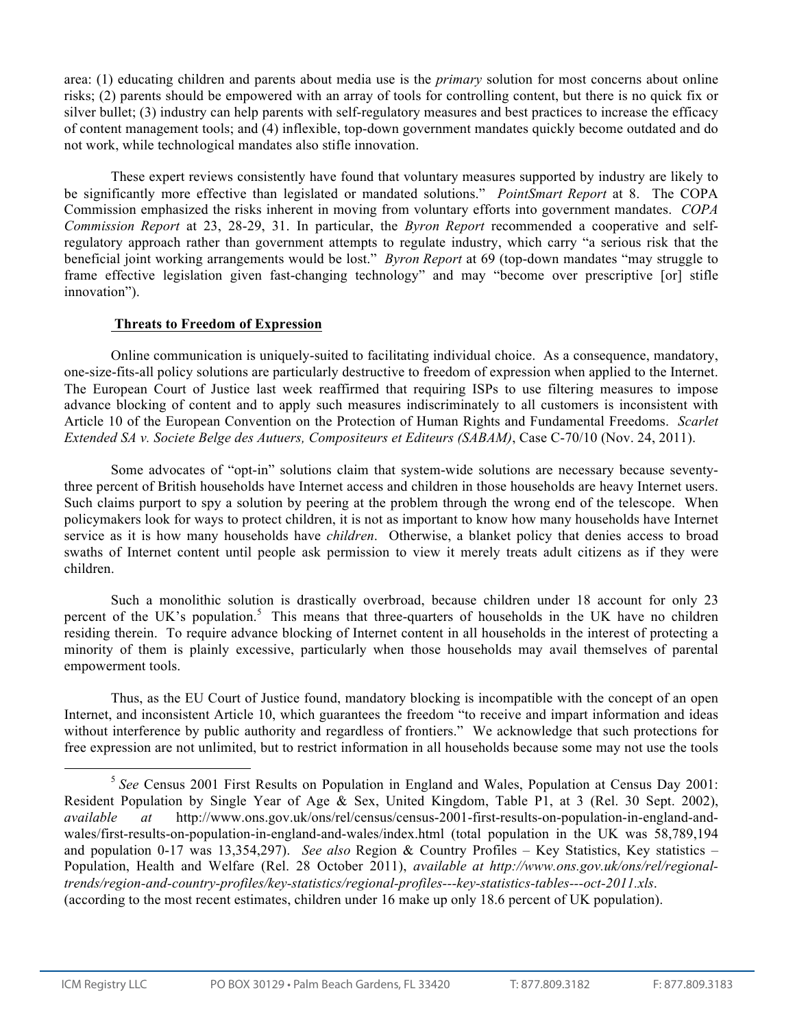area: (1) educating children and parents about media use is the *primary* solution for most concerns about online risks; (2) parents should be empowered with an array of tools for controlling content, but there is no quick fix or silver bullet; (3) industry can help parents with self-regulatory measures and best practices to increase the efficacy of content management tools; and (4) inflexible, top-down government mandates quickly become outdated and do not work, while technological mandates also stifle innovation.

These expert reviews consistently have found that voluntary measures supported by industry are likely to be significantly more effective than legislated or mandated solutions." *PointSmart Report* at 8. The COPA Commission emphasized the risks inherent in moving from voluntary efforts into government mandates. *COPA Commission Report* at 23, 28-29, 31. In particular, the *Byron Report* recommended a cooperative and self-regulatory approach rather than government attempts to regulate industry, which carry "a serious risk that the beneficial joint working arrangements would be lost." *Byron Report* at 69 (top-down mandates "may struggle to frame effective legislation given fast-changing technology" and may "become over prescriptive [or] stifle innovation").

**Threats to Freedom of Expression**

Online communication is uniquely-suited to facilitating individual choice. As a consequence, mandatory, one-size-fits-all policy solutions are particularly destructive to freedom of expression when applied to the Internet. The European Court of Justice last week reaffirmed that requiring ISPs to use filtering measures to impose advance blocking of content and to apply such measures indiscriminately to all customers is inconsistent with Article 10 of the European Convention on the Protection of Human Rights and Fundamental Freedoms. *Scarlet Extended SA v. Societe Belge des Autuers, Compositeurs et Editeurs (SABAM)*, Case C-70/10 (Nov. 24, 2011).

Some advocates of "opt-in" solutions claim that system-wide solutions are necessary because seventy-three percent of British households have Internet access and children in those households are heavy Internet users. Such claims purport to spy a solution by peering at the problem through the wrong end of the telescope. When policymakers look for ways to protect children, it is not as important to know how many households have Internet service as it is how many households have *children*. Otherwise, a blanket policy that denies access to broad swaths of Internet content until people ask permission to view it merely treats adult citizens as if they were children.

Such a monolithic solution is drastically overbroad, because children under 18 account for only 23 percent of the UK's population.[5] This means that three-quarters of households in the UK have no children residing therein. To require advance blocking of Internet content in all households in the interest of protecting a minority of them is plainly excessive, particularly when those households may avail themselves of parental empowerment tools.

Thus, as the EU Court of Justice found, mandatory blocking is incompatible with the concept of an open Internet, and inconsistent Article 10, which guarantees the freedom "to receive and impart information and ideas without interference by public authority and regardless of frontiers." We acknowledge that such protections for free expression are not unlimited, but to restrict information in all households because some may not use the tools

---

[5] *See* Census 2001 First Results on Population in England and Wales, Population at Census Day 2001: Resident Population by Single Year of Age & Sex, United Kingdom, Table P1, at 3 (Rel. 30 Sept. 2002), *available at* http://www.ons.gov.uk/ons/rel/census/census-2001-first-results-on-population-in-england-and-wales/first-results-on-population-in-england-and-wales/index.html (total population in the UK was 58,789,194 and population 0-17 was 13,354,297). *See also* Region & Country Profiles – Key Statistics, Key statistics – Population, Health and Welfare (Rel. 28 October 2011), *available at http://www.ons.gov.uk/ons/rel/regional-trends/region-and-country-profiles/key-statistics/regional-profiles---key-statistics-tables---oct-2011.xls*. (according to the most recent estimates, children under 16 make up only 18.6 percent of UK population).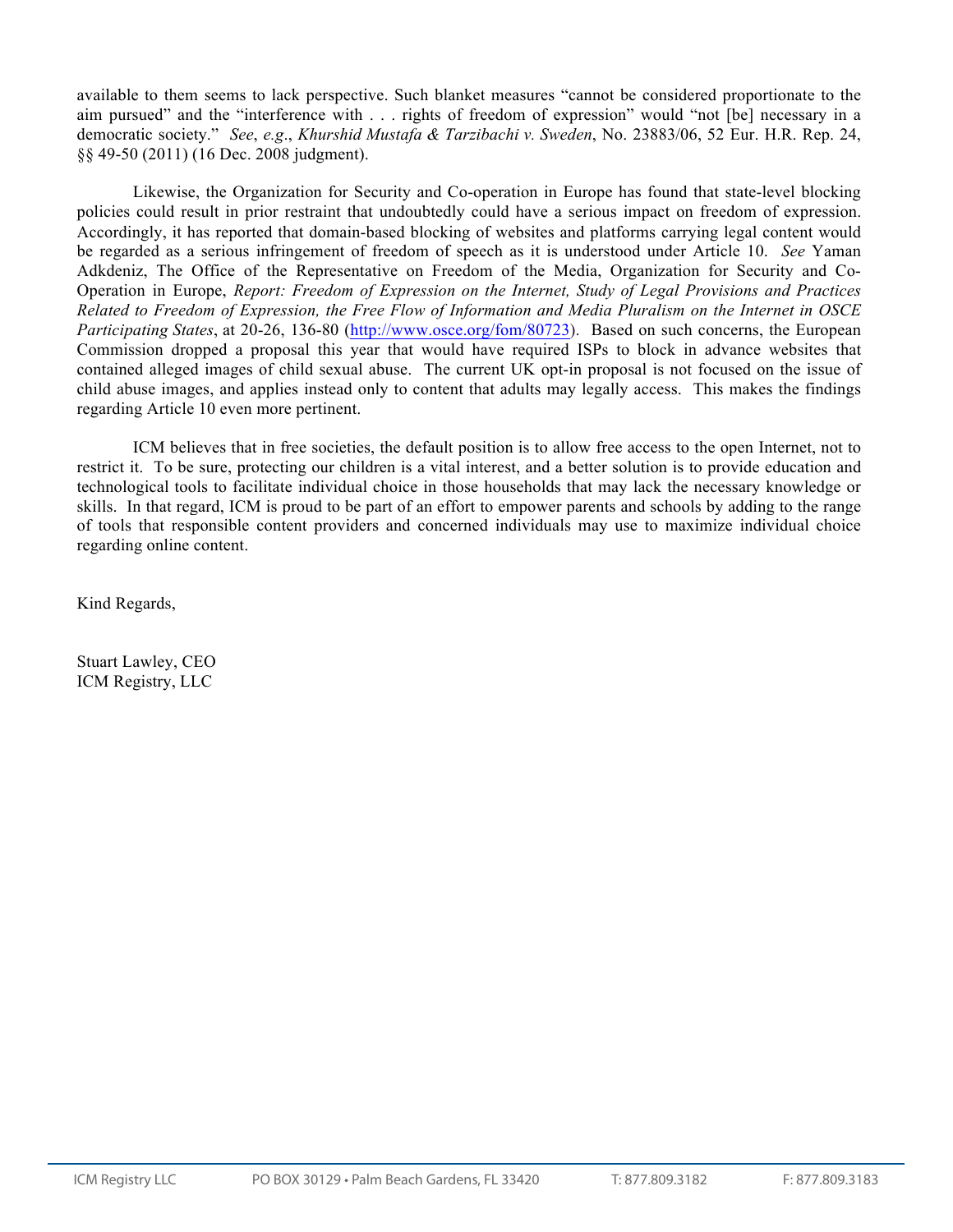available to them seems to lack perspective. Such blanket measures "cannot be considered proportionate to the aim pursued" and the "interference with . . . rights of freedom of expression" would "not [be] necessary in a democratic society." *See*, *e.g*., *Khurshid Mustafa & Tarzibachi v. Sweden*, No. 23883/06, 52 Eur. H.R. Rep. 24, §§ 49-50 (2011) (16 Dec. 2008 judgment).

Likewise, the Organization for Security and Co-operation in Europe has found that state-level blocking policies could result in prior restraint that undoubtedly could have a serious impact on freedom of expression. Accordingly, it has reported that domain-based blocking of websites and platforms carrying legal content would be regarded as a serious infringement of freedom of speech as it is understood under Article 10. *See* Yaman Adkdeniz, The Office of the Representative on Freedom of the Media, Organization for Security and Co-Operation in Europe, *Report: Freedom of Expression on the Internet, Study of Legal Provisions and Practices Related to Freedom of Expression, the Free Flow of Information and Media Pluralism on the Internet in OSCE Participating States*, at 20-26, 136-80 (http://www.osce.org/fom/80723). Based on such concerns, the European Commission dropped a proposal this year that would have required ISPs to block in advance websites that contained alleged images of child sexual abuse. The current UK opt-in proposal is not focused on the issue of child abuse images, and applies instead only to content that adults may legally access. This makes the findings regarding Article 10 even more pertinent.

ICM believes that in free societies, the default position is to allow free access to the open Internet, not to restrict it. To be sure, protecting our children is a vital interest, and a better solution is to provide education and technological tools to facilitate individual choice in those households that may lack the necessary knowledge or skills. In that regard, ICM is proud to be part of an effort to empower parents and schools by adding to the range of tools that responsible content providers and concerned individuals may use to maximize individual choice regarding online content.

Kind Regards,

Stuart Lawley, CEO
ICM Registry, LLC